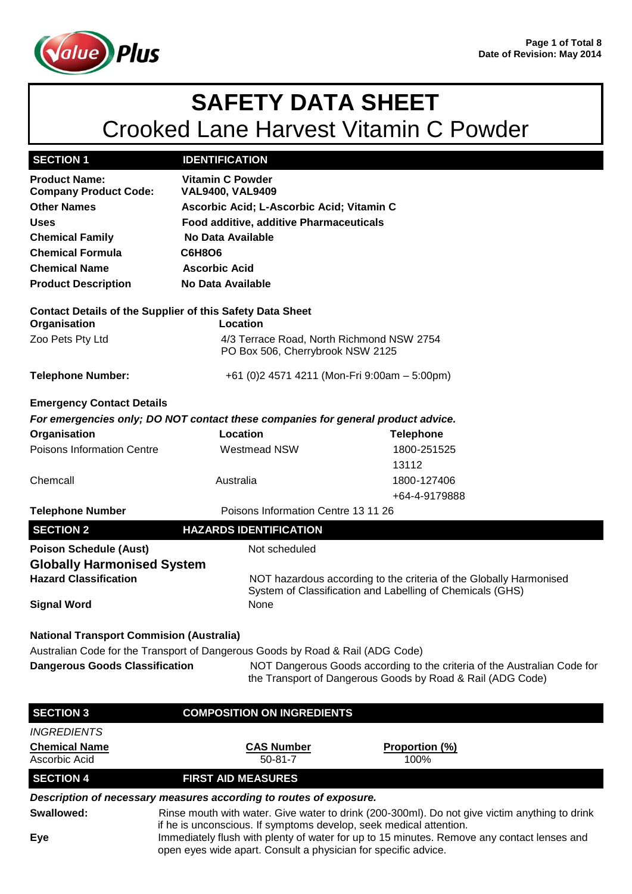Date of Revision: May 2014

# SAFETY DATA SHEET

## Crooked Lane Harvest Vitamin C Powder

## SECTION 1 IDENTIFICATION

| | |
|---|---|
| **Product Name:** | **Vitamin C Powder** |
| **Company Product Code:** | **VAL9400, VAL9409** |
| **Other Names** | **Ascorbic Acid; L-Ascorbic Acid; Vitamin C** |
| **Uses** | **Food additive, additive Pharmaceuticals** |
| **Chemical Family** | **No Data Available** |
| **Chemical Formula** | **$C_6H_8O_6$** |
| **Chemical Name** | **Ascorbic Acid** |
| **Product Description** | **No Data Available** |

**Contact Details of the Supplier of this Safety Data Sheet**

| **Organisation** | **Location** |
|---|---|
| Zoo Pets Pty Ltd | 4/3 Terrace Road, North Richmond NSW 2754<br>PO Box 506, Cherrybrook NSW 2125 |

**Telephone Number:** +61 (0)2 4571 4211 (Mon-Fri 9:00am – 5:00pm)

**Emergency Contact Details**

***For emergencies only; DO NOT contact these companies for general product advice.***

| **Organisation** | **Location** | **Telephone** |
|---|---|---|
| Poisons Information Centre | Westmead NSW | 1800-251525<br>13112 |
| Chemcall | Australia | 1800-127406<br>+64-4-9179888 |

**Telephone Number** Poisons Information Centre 13 11 26

## SECTION 2 HAZARDS IDENTIFICATION

**Poison Schedule (Aust)** Not scheduled

**Globally Harmonised System**

**Hazard Classification** NOT hazardous according to the criteria of the Globally Harmonised System of Classification and Labelling of Chemicals (GHS)

**Signal Word** None

**National Transport Commision (Australia)**

Australian Code for the Transport of Dangerous Goods by Road & Rail (ADG Code)

**Dangerous Goods Classification** NOT Dangerous Goods according to the criteria of the Australian Code for the Transport of Dangerous Goods by Road & Rail (ADG Code)

## SECTION 3 COMPOSITION ON INGREDIENTS

*INGREDIENTS*

| **Chemical Name** | **CAS Number** | **Proportion (%)** |
|---|---|---|
| Ascorbic Acid | 50-81-7 | 100% |

## SECTION 4 FIRST AID MEASURES

***Description of necessary measures according to routes of exposure.***

**Swallowed:** Rinse mouth with water. Give water to drink (200-300ml). Do not give victim anything to drink if he is unconscious. If symptoms develop, seek medical attention.

**Eye** Immediately flush with plenty of water for up to 15 minutes. Remove any contact lenses and open eyes wide apart. Consult a physician for specific advice.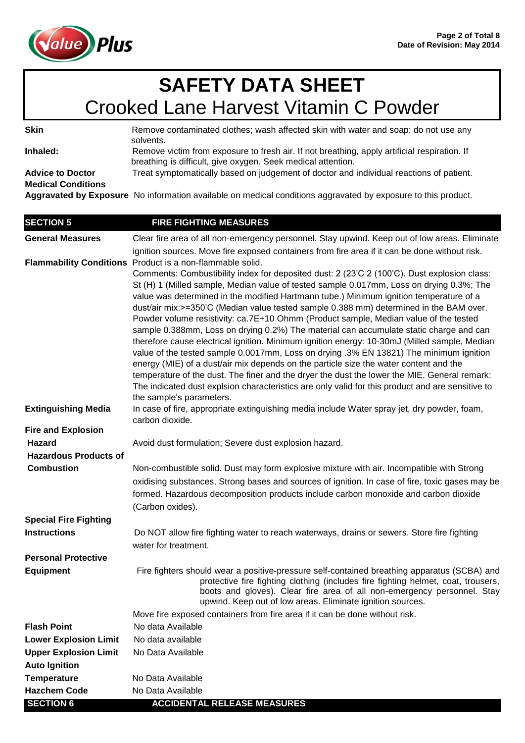# SAFETY DATA SHEET

## Crooked Lane Harvest Vitamin C Powder

| | |
|---|---|
| **Skin** | Remove contaminated clothes; wash affected skin with water and soap; do not use any solvents. |
| **Inhaled:** | Remove victim from exposure to fresh air. If not breathing, apply artificial respiration. If breathing is difficult, give oxygen. Seek medical attention. |
| **Advice to Doctor** | Treat symptomatically based on judgement of doctor and individual reactions of patient. |
| **Medical Conditions Aggravated by Exposure** | No information available on medical conditions aggravated by exposure to this product. |

## SECTION 5 FIRE FIGHTING MEASURES

| | |
|---|---|
| **General Measures** | Clear fire area of all non-emergency personnel. Stay upwind. Keep out of low areas. Eliminate ignition sources. Move fire exposed containers from fire area if it can be done without risk. |
| **Flammability Conditions** | Product is a non-flammable solid. Comments: Combustibility index for deposited dust: 2 (23'C 2 (100'C). Dust explosion class: St (H) 1 (Milled sample, Median value of tested sample 0.017mm, Loss on drying 0.3%; The value was determined in the modified Hartmann tube.) Minimum ignition temperature of a dust/air mix:>=350'C (Median value tested sample 0.388 mm) determined in the BAM over. Powder volume resistivity: ca.7E+10 Ohmm (Product sample, Median value of the tested sample 0.388mm, Loss on drying 0.2%) The material can accumulate static charge and can therefore cause electrical ignition. Minimum ignition energy: 10-30mJ (Milled sample, Median value of the tested sample 0.0017mm, Loss on drying .3% EN 13821) The minimum ignition energy (MIE) of a dust/air mix depends on the particle size the water content and the temperature of the dust. The finer and the dryer the dust the lower the MIE. General remark: The indicated dust explsion characteristics are only valid for this product and are sensitive to the sample's parameters. |
| **Extinguishing Media** | In case of fire, appropriate extinguishing media include Water spray jet, dry powder, foam, carbon dioxide. |
| **Fire and Explosion Hazard** | Avoid dust formulation; Severe dust explosion hazard. |
| **Hazardous Products of Combustion** | Non-combustible solid. Dust may form explosive mixture with air. Incompatible with Strong oxidising substances, Strong bases and sources of ignition. In case of fire, toxic gases may be formed. Hazardous decomposition products include carbon monoxide and carbon dioxide (Carbon oxides). |
| **Special Fire Fighting Instructions** | Do NOT allow fire fighting water to reach waterways, drains or sewers. Store fire fighting water for treatment. |
| **Personal Protective Equipment** | Fire fighters should wear a positive-pressure self-contained breathing apparatus (SCBA) and protective fire fighting clothing (includes fire fighting helmet, coat, trousers, boots and gloves). Clear fire area of all non-emergency personnel. Stay upwind. Keep out of low areas. Eliminate ignition sources. Move fire exposed containers from fire area if it can be done without risk. |
| **Flash Point** | No data Available |
| **Lower Explosion Limit** | No data available |
| **Upper Explosion Limit** | No Data Available |
| **Auto Ignition Temperature** | No Data Available |
| **Hazchem Code** | No Data Available |

## SECTION 6 ACCIDENTAL RELEASE MEASURES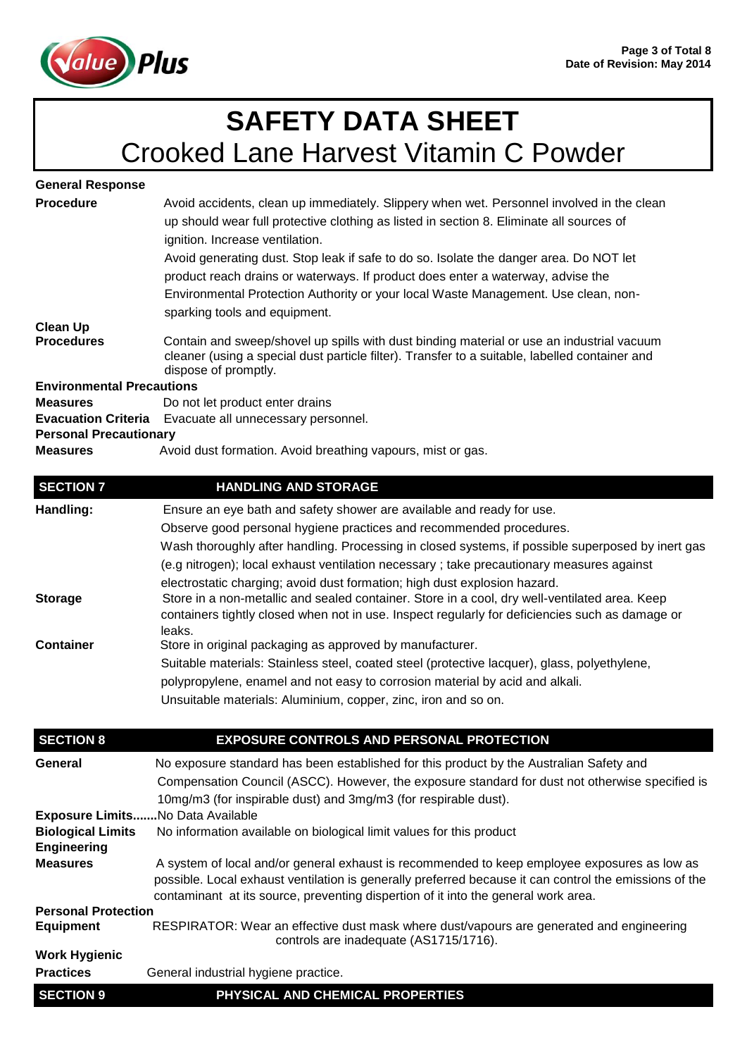# SAFETY DATA SHEET

## Crooked Lane Harvest Vitamin C Powder

**General Response**

**Procedure** Avoid accidents, clean up immediately. Slippery when wet. Personnel involved in the clean up should wear full protective clothing as listed in section 8. Eliminate all sources of ignition. Increase ventilation.

Avoid generating dust. Stop leak if safe to do so. Isolate the danger area. Do NOT let product reach drains or waterways. If product does enter a waterway, advise the Environmental Protection Authority or your local Waste Management. Use clean, non-sparking tools and equipment.

**Clean Up Procedures** Contain and sweep/shovel up spills with dust binding material or use an industrial vacuum cleaner (using a special dust particle filter). Transfer to a suitable, labelled container and dispose of promptly.

**Environmental Precautions**

**Measures** Do not let product enter drains

**Evacuation Criteria** Evacuate all unnecessary personnel.

**Personal Precautionary**

**Measures** Avoid dust formation. Avoid breathing vapours, mist or gas.

## SECTION 7 HANDLING AND STORAGE

**Handling:** Ensure an eye bath and safety shower are available and ready for use.

Observe good personal hygiene practices and recommended procedures.

Wash thoroughly after handling. Processing in closed systems, if possible superposed by inert gas (e.g nitrogen); local exhaust ventilation necessary ; take precautionary measures against electrostatic charging; avoid dust formation; high dust explosion hazard.

**Storage** Store in a non-metallic and sealed container. Store in a cool, dry well-ventilated area. Keep containers tightly closed when not in use. Inspect regularly for deficiencies such as damage or leaks.

**Container** Store in original packaging as approved by manufacturer.

Suitable materials: Stainless steel, coated steel (protective lacquer), glass, polyethylene, polypropylene, enamel and not easy to corrosion material by acid and alkali.

Unsuitable materials: Aluminium, copper, zinc, iron and so on.

## SECTION 8 EXPOSURE CONTROLS AND PERSONAL PROTECTION

**General** No exposure standard has been established for this product by the Australian Safety and Compensation Council (ASCC). However, the exposure standard for dust not otherwise specified is 10mg/m3 (for inspirable dust) and 3mg/m3 (for respirable dust).

**Exposure Limits.......**No Data Available

**Biological Limits** No information available on biological limit values for this product

**Engineering Measures** A system of local and/or general exhaust is recommended to keep employee exposures as low as possible. Local exhaust ventilation is generally preferred because it can control the emissions of the contaminant at its source, preventing dispertion of it into the general work area.

**Personal Protection Equipment** RESPIRATOR: Wear an effective dust mask where dust/vapours are generated and engineering controls are inadequate (AS1715/1716).

**Work Hygienic Practices** General industrial hygiene practice.

## SECTION 9 PHYSICAL AND CHEMICAL PROPERTIES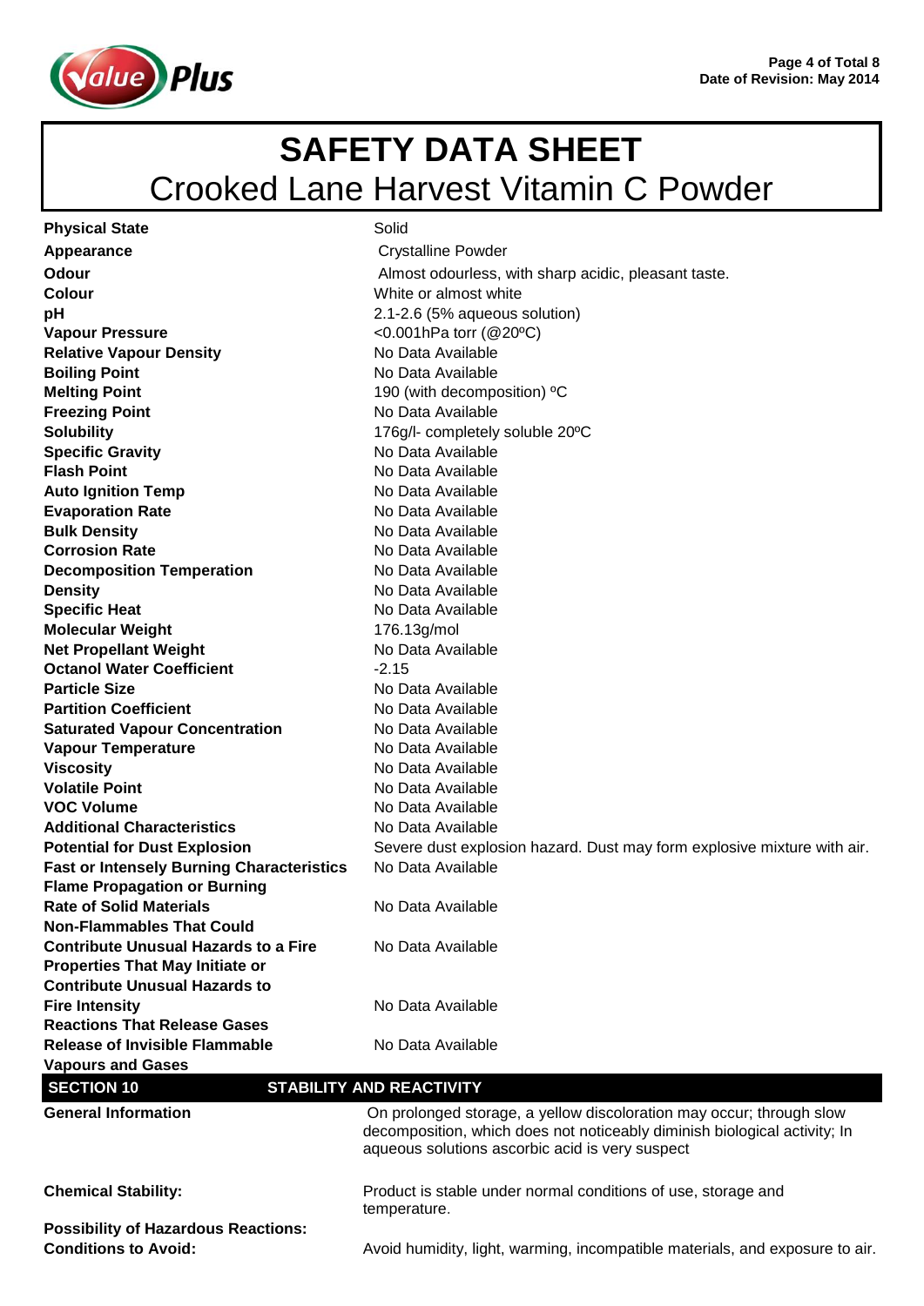# SAFETY DATA SHEET

## Crooked Lane Harvest Vitamin C Powder

| | |
|---|---|
| **Physical State** | Solid |
| **Appearance** | Crystalline Powder |
| **Odour** | Almost odourless, with sharp acidic, pleasant taste. |
| **Colour** | White or almost white |
| **pH** | 2.1-2.6 (5% aqueous solution) |
| **Vapour Pressure** | <0.001hPa torr (@20ºC) |
| **Relative Vapour Density** | No Data Available |
| **Boiling Point** | No Data Available |
| **Melting Point** | 190 (with decomposition) ºC |
| **Freezing Point** | No Data Available |
| **Solubility** | 176g/l- completely soluble 20ºC |
| **Specific Gravity** | No Data Available |
| **Flash Point** | No Data Available |
| **Auto Ignition Temp** | No Data Available |
| **Evaporation Rate** | No Data Available |
| **Bulk Density** | No Data Available |
| **Corrosion Rate** | No Data Available |
| **Decomposition Temperation** | No Data Available |
| **Density** | No Data Available |
| **Specific Heat** | No Data Available |
| **Molecular Weight** | 176.13g/mol |
| **Net Propellant Weight** | No Data Available |
| **Octanol Water Coefficient** | -2.15 |
| **Particle Size** | No Data Available |
| **Partition Coefficient** | No Data Available |
| **Saturated Vapour Concentration** | No Data Available |
| **Vapour Temperature** | No Data Available |
| **Viscosity** | No Data Available |
| **Volatile Point** | No Data Available |
| **VOC Volume** | No Data Available |
| **Additional Characteristics** | No Data Available |
| **Potential for Dust Explosion** | Severe dust explosion hazard. Dust may form explosive mixture with air. |
| **Fast or Intensely Burning Characteristics** | No Data Available |
| **Flame Propagation or Burning Rate of Solid Materials** | No Data Available |
| **Non-Flammables That Could Contribute Unusual Hazards to a Fire** | No Data Available |
| **Properties That May Initiate or Contribute Unusual Hazards to Fire Intensity** | No Data Available |
| **Reactions That Release Gases Release of Invisible Flammable Vapours and Gases** | No Data Available |

## SECTION 10 STABILITY AND REACTIVITY

| | |
|---|---|
| **General Information** | On prolonged storage, a yellow discoloration may occur; through slow decomposition, which does not noticeably diminish biological activity; In aqueous solutions ascorbic acid is very suspect |
| **Chemical Stability:** | Product is stable under normal conditions of use, storage and temperature. |
| **Possibility of Hazardous Reactions:** | |
| **Conditions to Avoid:** | Avoid humidity, light, warming, incompatible materials, and exposure to air. |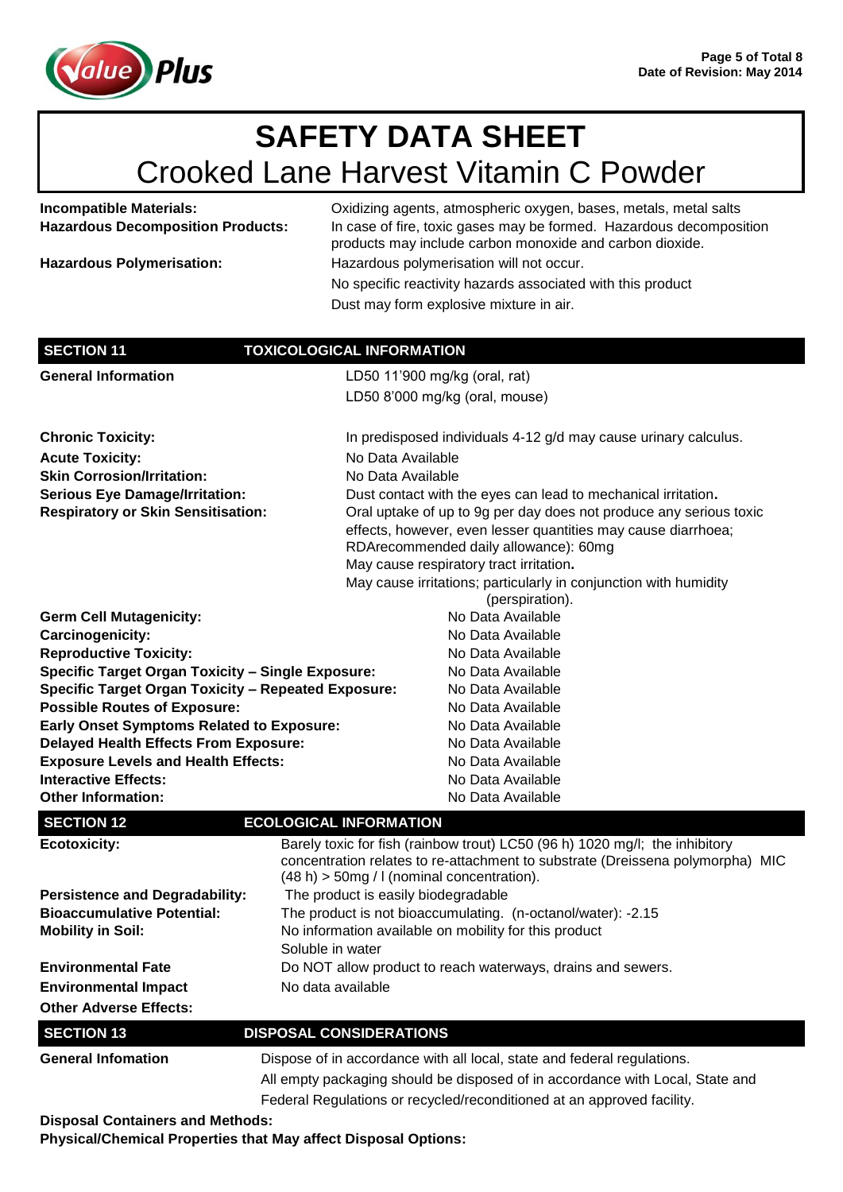# SAFETY DATA SHEET

## Crooked Lane Harvest Vitamin C Powder

| | |
|---|---|
| **Incompatible Materials:** | Oxidizing agents, atmospheric oxygen, bases, metals, metal salts |
| **Hazardous Decomposition Products:** | In case of fire, toxic gases may be formed. Hazardous decomposition products may include carbon monoxide and carbon dioxide. |
| **Hazardous Polymerisation:** | Hazardous polymerisation will not occur. |
| | No specific reactivity hazards associated with this product |
| | Dust may form explosive mixture in air. |

## SECTION 11 TOXICOLOGICAL INFORMATION

| | |
|---|---|
| **General Information** | LD50 11'900 mg/kg (oral, rat) <br> LD50 8'000 mg/kg (oral, mouse) |
| **Chronic Toxicity:** | In predisposed individuals 4-12 g/d may cause urinary calculus. |
| **Acute Toxicity:** | No Data Available |
| **Skin Corrosion/Irritation:** | No Data Available |
| **Serious Eye Damage/Irritation:** | Dust contact with the eyes can lead to mechanical irritation. |
| **Respiratory or Skin Sensitisation:** | Oral uptake of up to 9g per day does not produce any serious toxic effects, however, even lesser quantities may cause diarrhoea; RDArecommended daily allowance): 60mg <br> May cause respiratory tract irritation. <br> May cause irritations; particularly in conjunction with humidity (perspiration). |
| **Germ Cell Mutagenicity:** | No Data Available |
| **Carcinogenicity:** | No Data Available |
| **Reproductive Toxicity:** | No Data Available |
| **Specific Target Organ Toxicity – Single Exposure:** | No Data Available |
| **Specific Target Organ Toxicity – Repeated Exposure:** | No Data Available |
| **Possible Routes of Exposure:** | No Data Available |
| **Early Onset Symptoms Related to Exposure:** | No Data Available |
| **Delayed Health Effects From Exposure:** | No Data Available |
| **Exposure Levels and Health Effects:** | No Data Available |
| **Interactive Effects:** | No Data Available |
| **Other Information:** | No Data Available |

## SECTION 12 ECOLOGICAL INFORMATION

| | |
|---|---|
| **Ecotoxicity:** | Barely toxic for fish (rainbow trout) LC50 (96 h) 1020 mg/l; the inhibitory concentration relates to re-attachment to substrate (Dreissena polymorpha) MIC (48 h) > 50mg / l (nominal concentration). |
| **Persistence and Degradability:** | The product is easily biodegradable |
| **Bioaccumulative Potential:** | The product is not bioaccumulating. (n-octanol/water): -2.15 |
| **Mobility in Soil:** | No information available on mobility for this product <br> Soluble in water |
| **Environmental Fate** | Do NOT allow product to reach waterways, drains and sewers. |
| **Environmental Impact** | No data available |
| **Other Adverse Effects:** | |

## SECTION 13 DISPOSAL CONSIDERATIONS

| | |
|---|---|
| **General Infomation** | Dispose of in accordance with all local, state and federal regulations. <br> All empty packaging should be disposed of in accordance with Local, State and Federal Regulations or recycled/reconditioned at an approved facility. |

**Disposal Containers and Methods:**

**Physical/Chemical Properties that May affect Disposal Options:**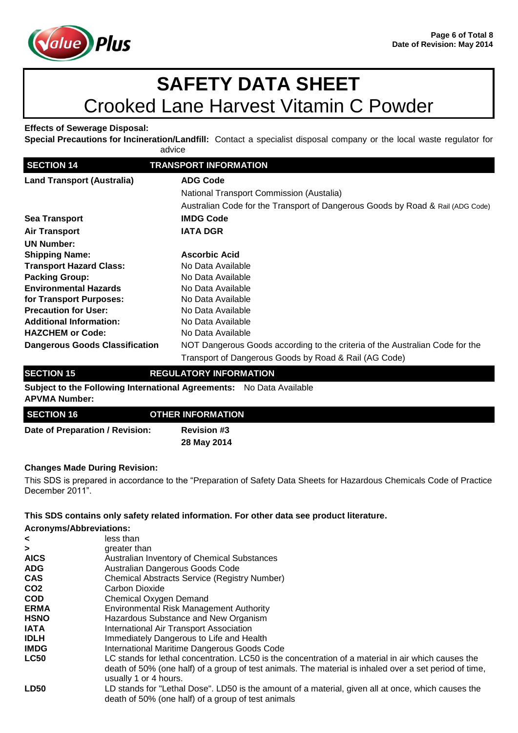# SAFETY DATA SHEET

## Crooked Lane Harvest Vitamin C Powder

**Effects of Sewerage Disposal:**

**Special Precautions for Incineration/Landfill:** Contact a specialist disposal company or the local waste regulator for advice

## SECTION 14 TRANSPORT INFORMATION

| | |
|---|---|
| **Land Transport (Australia)** | **ADG Code** |
| | National Transport Commission (Austalia) |
| | Australian Code for the Transport of Dangerous Goods by Road & Rail (ADG Code) |
| **Sea Transport** | **IMDG Code** |
| **Air Transport** | **IATA DGR** |
| **UN Number:** | |
| **Shipping Name:** | **Ascorbic Acid** |
| **Transport Hazard Class:** | No Data Available |
| **Packing Group:** | No Data Available |
| **Environmental Hazards** | No Data Available |
| **for Transport Purposes:** | No Data Available |
| **Precaution for User:** | No Data Available |
| **Additional Information:** | No Data Available |
| **HAZCHEM or Code:** | No Data Available |
| **Dangerous Goods Classification** | NOT Dangerous Goods according to the criteria of the Australian Code for the Transport of Dangerous Goods by Road & Rail (AG Code) |

## SECTION 15 REGULATORY INFORMATION

**Subject to the Following International Agreements:** No Data Available

**APVMA Number:**

## SECTION 16 OTHER INFORMATION

**Date of Preparation / Revision:** **Revision #3**
**28 May 2014**

**Changes Made During Revision:**

This SDS is prepared in accordance to the "Preparation of Safety Data Sheets for Hazardous Chemicals Code of Practice December 2011".

**This SDS contains only safety related information. For other data see product literature.**

**Acronyms/Abbreviations:**

| | |
|---|---|
| **<** | less than |
| **>** | greater than |
| **AICS** | Australian Inventory of Chemical Substances |
| **ADG** | Australian Dangerous Goods Code |
| **CAS** | Chemical Abstracts Service (Registry Number) |
| **CO2** | Carbon Dioxide |
| **COD** | Chemical Oxygen Demand |
| **ERMA** | Environmental Risk Management Authority |
| **HSNO** | Hazardous Substance and New Organism |
| **IATA** | International Air Transport Association |
| **IDLH** | Immediately Dangerous to Life and Health |
| **IMDG** | International Maritime Dangerous Goods Code |
| **LC50** | LC stands for lethal concentration. LC50 is the concentration of a material in air which causes the death of 50% (one half) of a group of test animals. The material is inhaled over a set period of time, usually 1 or 4 hours. |
| **LD50** | LD stands for "Lethal Dose". LD50 is the amount of a material, given all at once, which causes the death of 50% (one half) of a group of test animals |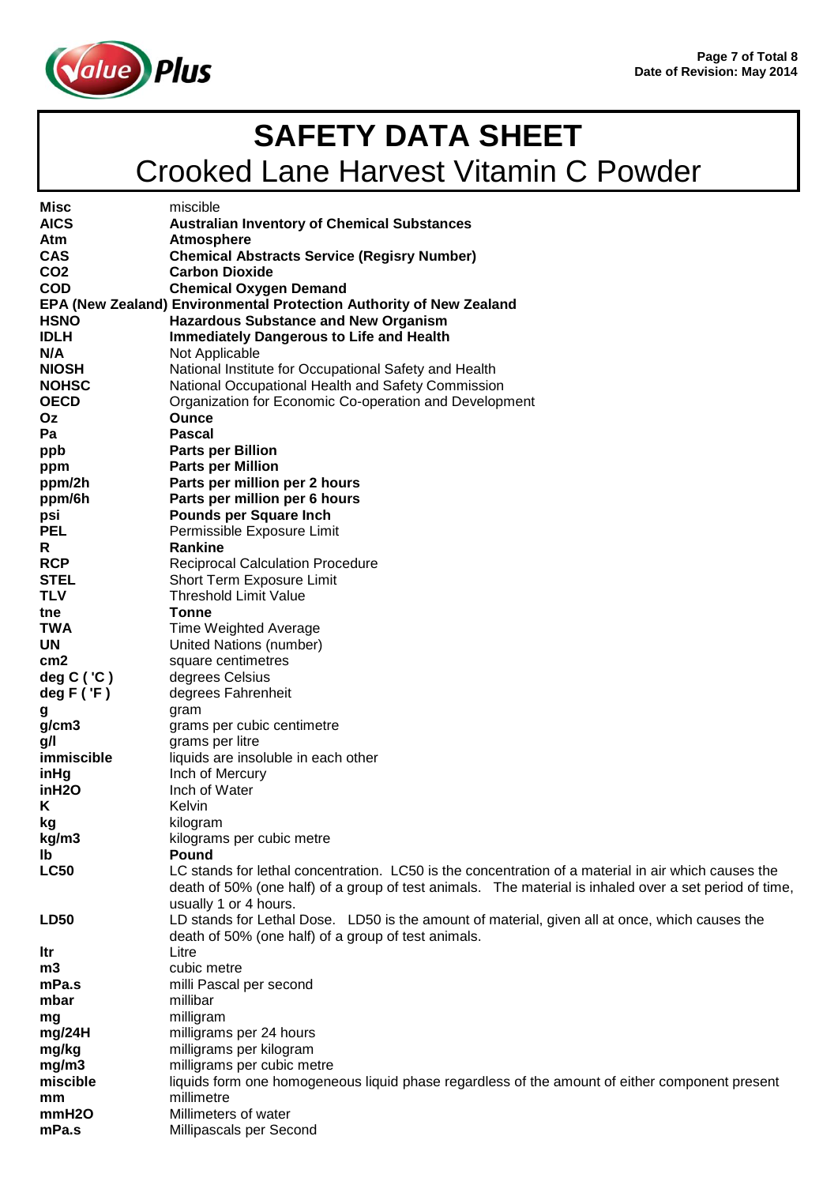# SAFETY DATA SHEET

## Crooked Lane Harvest Vitamin C Powder

| | |
|---|---|
| **Misc** | miscible |
| **AICS** | **Australian Inventory of Chemical Substances** |
| **Atm** | **Atmosphere** |
| **CAS** | **Chemical Abstracts Service (Regisry Number)** |
| **CO2** | **Carbon Dioxide** |
| **COD** | **Chemical Oxygen Demand** |
| **EPA (New Zealand)** | **Environmental Protection Authority of New Zealand** |
| **HSNO** | **Hazardous Substance and New Organism** |
| **IDLH** | **Immediately Dangerous to Life and Health** |
| **N/A** | Not Applicable |
| **NIOSH** | National Institute for Occupational Safety and Health |
| **NOHSC** | National Occupational Health and Safety Commission |
| **OECD** | Organization for Economic Co-operation and Development |
| **Oz** | **Ounce** |
| **Pa** | **Pascal** |
| **ppb** | **Parts per Billion** |
| **ppm** | **Parts per Million** |
| **ppm/2h** | **Parts per million per 2 hours** |
| **ppm/6h** | **Parts per million per 6 hours** |
| **psi** | **Pounds per Square Inch** |
| **PEL** | Permissible Exposure Limit |
| **R** | **Rankine** |
| **RCP** | Reciprocal Calculation Procedure |
| **STEL** | Short Term Exposure Limit |
| **TLV** | Threshold Limit Value |
| **tne** | **Tonne** |
| **TWA** | Time Weighted Average |
| **UN** | United Nations (number) |
| **cm2** | square centimetres |
| **deg C ( 'C )** | degrees Celsius |
| **deg F ( 'F )** | degrees Fahrenheit |
| **g** | gram |
| **g/cm3** | grams per cubic centimetre |
| **g/l** | grams per litre |
| **immiscible** | liquids are insoluble in each other |
| **inHg** | Inch of Mercury |
| **inH2O** | Inch of Water |
| **K** | Kelvin |
| **kg** | kilogram |
| **kg/m3** | kilograms per cubic metre |
| **lb** | **Pound** |
| **LC50** | LC stands for lethal concentration. LC50 is the concentration of a material in air which causes the death of 50% (one half) of a group of test animals. The material is inhaled over a set period of time, usually 1 or 4 hours. |
| **LD50** | LD stands for Lethal Dose. LD50 is the amount of material, given all at once, which causes the death of 50% (one half) of a group of test animals. |
| **ltr** | Litre |
| **m3** | cubic metre |
| **mPa.s** | milli Pascal per second |
| **mbar** | millibar |
| **mg** | milligram |
| **mg/24H** | milligrams per 24 hours |
| **mg/kg** | milligrams per kilogram |
| **mg/m3** | milligrams per cubic metre |
| **miscible** | liquids form one homogeneous liquid phase regardless of the amount of either component present |
| **mm** | millimetre |
| **mmH2O** | Millimeters of water |
| **mPa.s** | Millipascals per Second |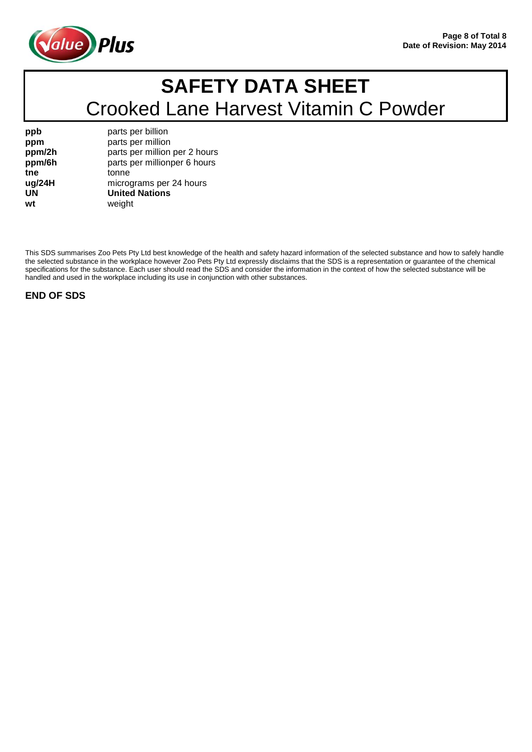# SAFETY DATA SHEET

## Crooked Lane Harvest Vitamin C Powder

| | |
|---|---|
| **ppb** | parts per billion |
| **ppm** | parts per million |
| **ppm/2h** | parts per million per 2 hours |
| **ppm/6h** | parts per millionper 6 hours |
| **tne** | tonne |
| **ug/24H** | micrograms per 24 hours |
| **UN** | **United Nations** |
| **wt** | weight |

This SDS summarises Zoo Pets Pty Ltd best knowledge of the health and safety hazard information of the selected substance and how to safely handle the selected substance in the workplace however Zoo Pets Pty Ltd expressly disclaims that the SDS is a representation or guarantee of the chemical specifications for the substance. Each user should read the SDS and consider the information in the context of how the selected substance will be handled and used in the workplace including its use in conjunction with other substances.

**END OF SDS**